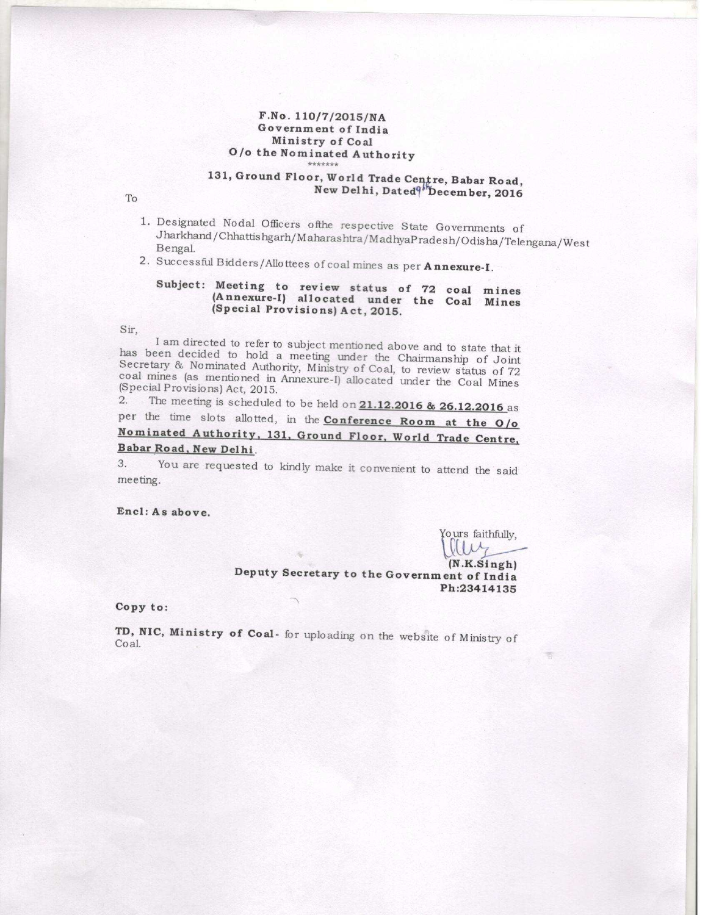**F.No. 110/7/2015/NA**
**Government of India**
**Ministry of Coal**
**O/o the Nominated Authority**
\*\*\*\*\*\*\*

**131, Ground Floor, World Trade Centre, Babar Road,**
**New Delhi, Dated 9th December, 2016**

To

1. Designated Nodal Officers ofthe respective State Governments of Jharkhand/Chhattishgarh/Maharashtra/MadhyaPradesh/Odisha/Telengana/West Bengal.
2. Successful Bidders/Allottees of coal mines as per **Annexure-I**.

**Subject: Meeting to review status of 72 coal mines (Annexure-I) allocated under the Coal Mines (Special Provisions) Act, 2015.**

Sir,

I am directed to refer to subject mentioned above and to state that it has been decided to hold a meeting under the Chairmanship of Joint Secretary & Nominated Authority, Ministry of Coal, to review status of 72 coal mines (as mentioned in Annexure-I) allocated under the Coal Mines (Special Provisions) Act, 2015.

2. The meeting is scheduled to be held on **21.12.2016 & 26.12.2016** as per the time slots allotted, in the **Conference Room at the O/o Nominated Authority, 131, Ground Floor, World Trade Centre, Babar Road, New Delhi**.

3. You are requested to kindly make it convenient to attend the said meeting.

**Encl: As above.**

Yours faithfully,

**(N.K.Singh)**
**Deputy Secretary to the Government of India**
**Ph:23414135**

**Copy to:**

**TD, NIC, Ministry of Coal**- for uploading on the website of Ministry of Coal.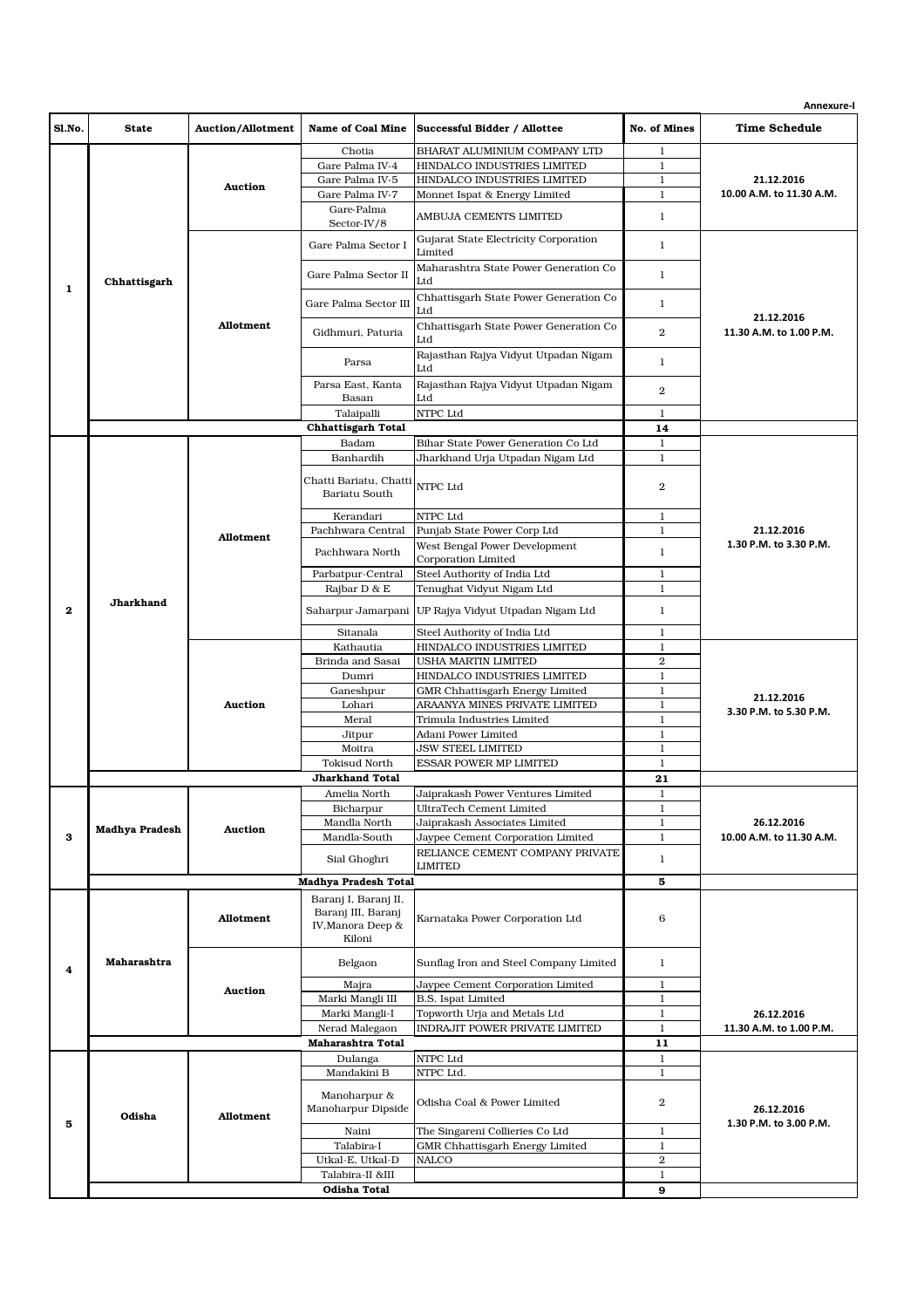Annexure-I

| Sl.No. | State | Auction/Allotment | Name of Coal Mine | Successful Bidder / Allottee | No. of Mines | Time Schedule |
|---|---|---|---|---|---|---|
| 1 | Chhattisgarh | Auction | Chotia | BHARAT ALUMINIUM COMPANY LTD | 1 | 21.12.2016 10.00 A.M. to 11.30 A.M. |
| | | | Gare Palma IV-4 | HINDALCO INDUSTRIES LIMITED | 1 | |
| | | | Gare Palma IV-5 | HINDALCO INDUSTRIES LIMITED | 1 | |
| | | | Gare Palma IV-7 | Monnet Ispat & Energy Limited | 1 | |
| | | | Gare-Palma Sector-IV/8 | AMBUJA CEMENTS LIMITED | 1 | |
| | | Allotment | Gare Palma Sector I | Gujarat State Electricity Corporation Limited | 1 | 21.12.2016 11.30 A.M. to 1.00 P.M. |
| | | | Gare Palma Sector II | Maharashtra State Power Generation Co Ltd | 1 | |
| | | | Gare Palma Sector III | Chhattisgarh State Power Generation Co Ltd | 1 | |
| | | | Gidhmuri, Paturia | Chhattisgarh State Power Generation Co Ltd | 2 | |
| | | | Parsa | Rajasthan Rajya Vidyut Utpadan Nigam Ltd | 1 | |
| | | | Parsa East, Kanta Basan | Rajasthan Rajya Vidyut Utpadan Nigam Ltd | 2 | |
| | | | Talaipalli | NTPC Ltd | 1 | |
| | | | **Chhattisgarh Total** | | **14** | |
| 2 | Jharkhand | Allotment | Badam | Bihar State Power Generation Co Ltd | 1 | 21.12.2016 1.30 P.M. to 3.30 P.M. |
| | | | Banhardih | Jharkhand Urja Utpadan Nigam Ltd | 1 | |
| | | | Chatti Bariatu, Chatti Bariatu South | NTPC Ltd | 2 | |
| | | | Kerandari | NTPC Ltd | 1 | |
| | | | Pachhwara Central | Punjab State Power Corp Ltd | 1 | |
| | | | Pachhwara North | West Bengal Power Development Corporation Limited | 1 | |
| | | | Parbatpur-Central | Steel Authority of India Ltd | 1 | |
| | | | Rajbar D & E | Tenughat Vidyut Nigam Ltd | 1 | |
| | | | Saharpur Jamarpani | UP Rajya Vidyut Utpadan Nigam Ltd | 1 | |
| | | | Sitanala | Steel Authority of India Ltd | 1 | |
| | | Auction | Kathautia | HINDALCO INDUSTRIES LIMITED | 1 | 21.12.2016 3.30 P.M. to 5.30 P.M. |
| | | | Brinda and Sasai | USHA MARTIN LIMITED | 2 | |
| | | | Dumri | HINDALCO INDUSTRIES LIMITED | 1 | |
| | | | Ganeshpur | GMR Chhattisgarh Energy Limited | 1 | |
| | | | Lohari | ARAANYA MINES PRIVATE LIMITED | 1 | |
| | | | Meral | Trimula Industries Limited | 1 | |
| | | | Jitpur | Adani Power Limited | 1 | |
| | | | Moitra | JSW STEEL LIMITED | 1 | |
| | | | Tokisud North | ESSAR POWER MP LIMITED | 1 | |
| | | | **Jharkhand Total** | | **21** | |
| 3 | Madhya Pradesh | Auction | Amelia North | Jaiprakash Power Ventures Limited | 1 | 26.12.2016 10.00 A.M. to 11.30 A.M. |
| | | | Bicharpur | UltraTech Cement Limited | 1 | |
| | | | Mandla North | Jaiprakash Associates Limited | 1 | |
| | | | Mandla-South | Jaypee Cement Corporation Limited | 1 | |
| | | | Sial Ghoghri | RELIANCE CEMENT COMPANY PRIVATE LIMITED | 1 | |
| | | | **Madhya Pradesh Total** | | **5** | |
| 4 | Maharashtra | Allotment | Baranj I, Baranj II, Baranj III, Baranj IV,Manora Deep & Kiloni | Karnataka Power Corporation Ltd | 6 | 26.12.2016 11.30 A.M. to 1.00 P.M. |
| | | Auction | Belgaon | Sunflag Iron and Steel Company Limited | 1 | |
| | | | Majra | Jaypee Cement Corporation Limited | 1 | |
| | | | Marki Mangli III | B.S. Ispat Limited | 1 | |
| | | | Marki Mangli-I | Topworth Urja and Metals Ltd | 1 | |
| | | | Nerad Malegaon | INDRAJIT POWER PRIVATE LIMITED | 1 | |
| | | | **Maharashtra Total** | | **11** | |
| 5 | Odisha | Allotment | Dulanga | NTPC Ltd | 1 | 26.12.2016 1.30 P.M. to 3.00 P.M. |
| | | | Mandakini B | NTPC Ltd. | 1 | |
| | | | Manoharpur & Manoharpur Dipside | Odisha Coal & Power Limited | 2 | |
| | | | Naini | The Singareni Collieries Co Ltd | 1 | |
| | | | Talabira-I | GMR Chhattisgarh Energy Limited | 1 | |
| | | | Utkal-E, Utkal-D | NALCO | 2 | |
| | | | Talabira-II &III | | 1 | |
| | | | **Odisha Total** | | **9** | |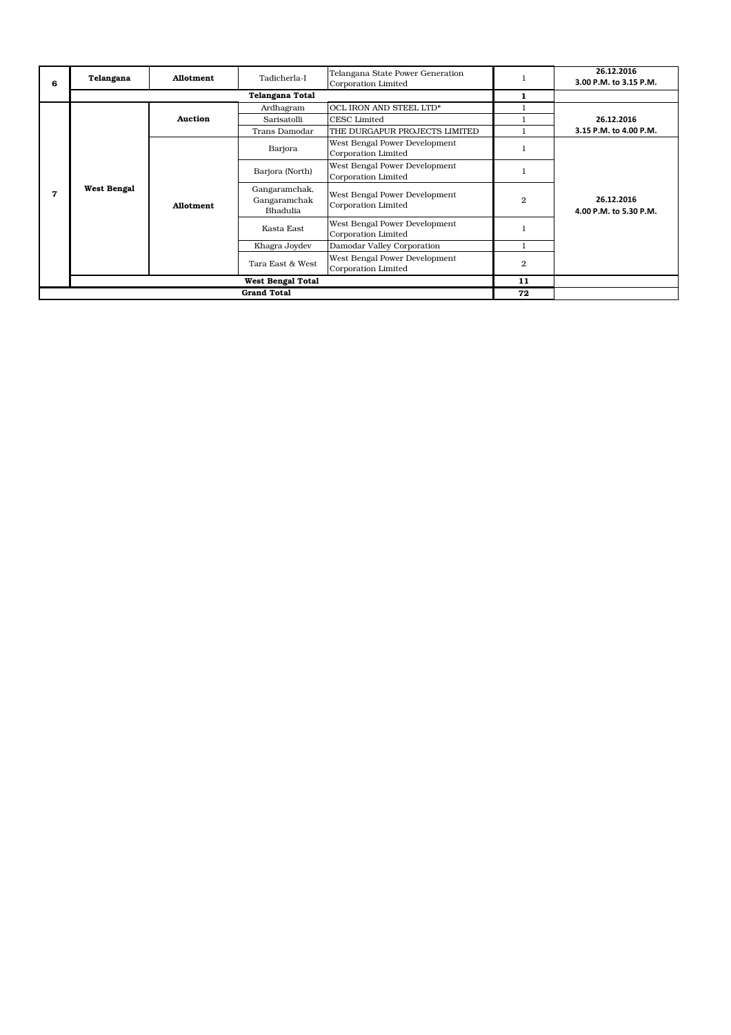| | | | | | | |
|---|---|---|---|---|---|---|
| 6 | Telangana | Allotment | Tadicherla-I | Telangana State Power Generation Corporation Limited | 1 | 26.12.2016 3.00 P.M. to 3.15 P.M. |
| | | | Telangana Total | | 1 | |
| 7 | West Bengal | Auction | Ardhagram | OCL IRON AND STEEL LTD* | 1 | 26.12.2016 3.15 P.M. to 4.00 P.M. |
| | | | Sarisatolli | CESC Limited | 1 | |
| | | | Trans Damodar | THE DURGAPUR PROJECTS LIMITED | 1 | |
| | | Allotment | Barjora | West Bengal Power Development Corporation Limited | 1 | 26.12.2016 4.00 P.M. to 5.30 P.M. |
| | | | Barjora (North) | West Bengal Power Development Corporation Limited | 1 | |
| | | | Gangaramchak, Gangaramchak Bhadulia | West Bengal Power Development Corporation Limited | 2 | |
| | | | Kasta East | West Bengal Power Development Corporation Limited | 1 | |
| | | | Khagra Joydev | Damodar Valley Corporation | 1 | |
| | | | Tara East & West | West Bengal Power Development Corporation Limited | 2 | |
| | | | West Bengal Total | | 11 | |
| | | | Grand Total | | 72 | |